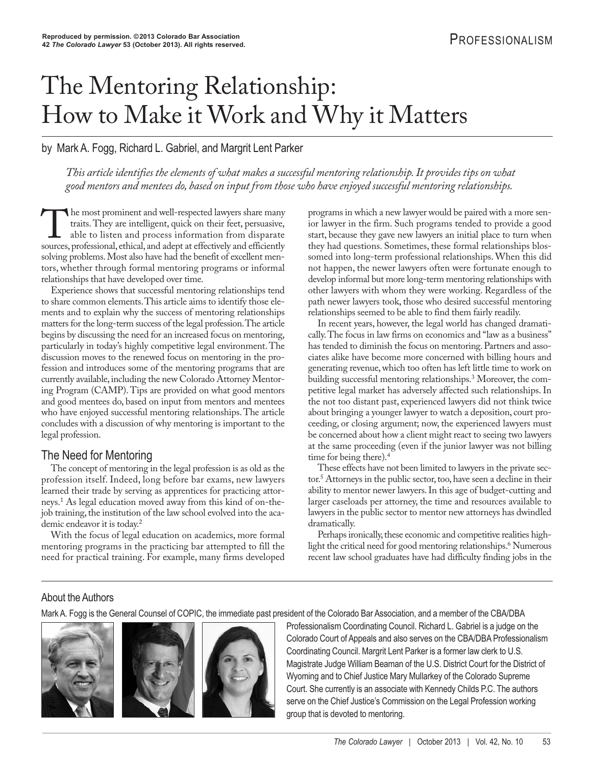Reproduced by permission. ©2013 Colorado Bar Association
42 *The Colorado Lawyer* 53 (October 2013). All rights reserved.

PROFESSIONALISM

# The Mentoring Relationship: How to Make it Work and Why it Matters

by Mark A. Fogg, Richard L. Gabriel, and Margrit Lent Parker

*This article identifies the elements of what makes a successful mentoring relationship. It provides tips on what good mentors and mentees do, based on input from those who have enjoyed successful mentoring relationships.*

The most prominent and well-respected lawyers share many traits. They are intelligent, quick on their feet, persuasive, able to listen and process information from disparate sources, professional, ethical, and adept at effectively and efficiently solving problems. Most also have had the benefit of excellent mentors, whether through formal mentoring programs or informal relationships that have developed over time.

Experience shows that successful mentoring relationships tend to share common elements. This article aims to identify those elements and to explain why the success of mentoring relationships matters for the long-term success of the legal profession. The article begins by discussing the need for an increased focus on mentoring, particularly in today's highly competitive legal environment. The discussion moves to the renewed focus on mentoring in the profession and introduces some of the mentoring programs that are currently available, including the new Colorado Attorney Mentoring Program (CAMP). Tips are provided on what good mentors and good mentees do, based on input from mentors and mentees who have enjoyed successful mentoring relationships. The article concludes with a discussion of why mentoring is important to the legal profession.

## The Need for Mentoring

The concept of mentoring in the legal profession is as old as the profession itself. Indeed, long before bar exams, new lawyers learned their trade by serving as apprentices for practicing attorneys.[1] As legal education moved away from this kind of on-the-job training, the institution of the law school evolved into the academic endeavor it is today.[2]

With the focus of legal education on academics, more formal mentoring programs in the practicing bar attempted to fill the need for practical training. For example, many firms developed programs in which a new lawyer would be paired with a more senior lawyer in the firm. Such programs tended to provide a good start, because they gave new lawyers an initial place to turn when they had questions. Sometimes, these formal relationships blossomed into long-term professional relationships. When this did not happen, the newer lawyers often were fortunate enough to develop informal but more long-term mentoring relationships with other lawyers with whom they were working. Regardless of the path newer lawyers took, those who desired successful mentoring relationships seemed to be able to find them fairly readily.

In recent years, however, the legal world has changed dramatically. The focus in law firms on economics and "law as a business" has tended to diminish the focus on mentoring. Partners and associates alike have become more concerned with billing hours and generating revenue, which too often has left little time to work on building successful mentoring relationships.[3] Moreover, the competitive legal market has adversely affected such relationships. In the not too distant past, experienced lawyers did not think twice about bringing a younger lawyer to watch a deposition, court proceeding, or closing argument; now, the experienced lawyers must be concerned about how a client might react to seeing two lawyers at the same proceeding (even if the junior lawyer was not billing time for being there).[4]

These effects have not been limited to lawyers in the private sector.[5] Attorneys in the public sector, too, have seen a decline in their ability to mentor newer lawyers. In this age of budget-cutting and larger caseloads per attorney, the time and resources available to lawyers in the public sector to mentor new attorneys has dwindled dramatically.

Perhaps ironically, these economic and competitive realities highlight the critical need for good mentoring relationships.[6] Numerous recent law school graduates have had difficulty finding jobs in the

---

### About the Authors

Mark A. Fogg is the General Counsel of COPIC, the immediate past president of the Colorado Bar Association, and a member of the CBA/DBA Professionalism Coordinating Council. Richard L. Gabriel is a judge on the Colorado Court of Appeals and also serves on the CBA/DBA Professionalism Coordinating Council. Margrit Lent Parker is a former law clerk to U.S. Magistrate Judge William Beaman of the U.S. District Court for the District of Wyoming and to Chief Justice Mary Mullarkey of the Colorado Supreme Court. She currently is an associate with Kennedy Childs P.C. The authors serve on the Chief Justice's Commission on the Legal Profession working group that is devoted to mentoring.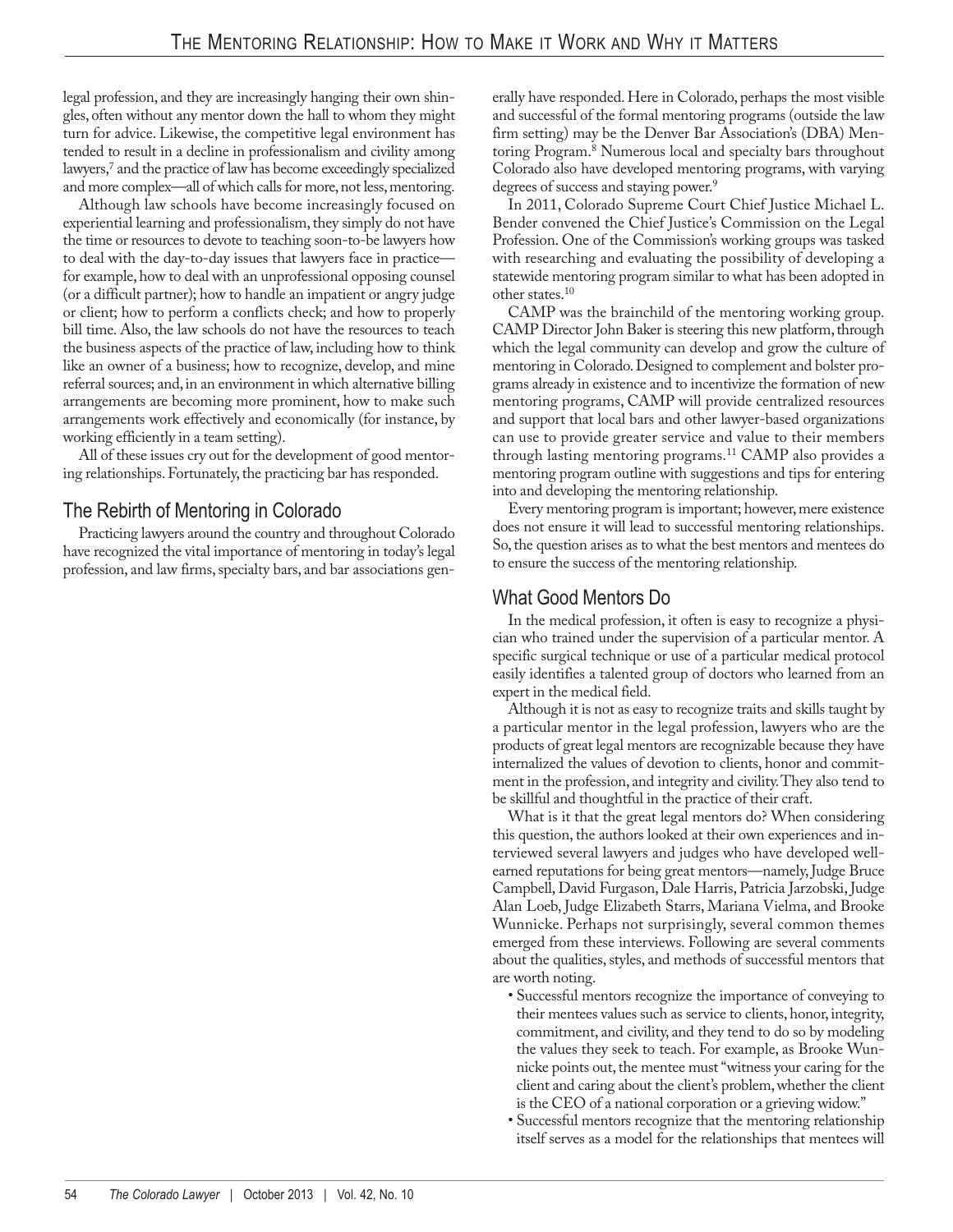legal profession, and they are increasingly hanging their own shingles, often without any mentor down the hall to whom they might turn for advice. Likewise, the competitive legal environment has tended to result in a decline in professionalism and civility among lawyers,[7] and the practice of law has become exceedingly specialized and more complex—all of which calls for more, not less, mentoring.

Although law schools have become increasingly focused on experiential learning and professionalism, they simply do not have the time or resources to devote to teaching soon-to-be lawyers how to deal with the day-to-day issues that lawyers face in practice—for example, how to deal with an unprofessional opposing counsel (or a difficult partner); how to handle an impatient or angry judge or client; how to perform a conflicts check; and how to properly bill time. Also, the law schools do not have the resources to teach the business aspects of the practice of law, including how to think like an owner of a business; how to recognize, develop, and mine referral sources; and, in an environment in which alternative billing arrangements are becoming more prominent, how to make such arrangements work effectively and economically (for instance, by working efficiently in a team setting).

All of these issues cry out for the development of good mentoring relationships. Fortunately, the practicing bar has responded.

## The Rebirth of Mentoring in Colorado

Practicing lawyers around the country and throughout Colorado have recognized the vital importance of mentoring in today's legal profession, and law firms, specialty bars, and bar associations generally have responded. Here in Colorado, perhaps the most visible and successful of the formal mentoring programs (outside the law firm setting) may be the Denver Bar Association's (DBA) Mentoring Program.[8] Numerous local and specialty bars throughout Colorado also have developed mentoring programs, with varying degrees of success and staying power.[9]

In 2011, Colorado Supreme Court Chief Justice Michael L. Bender convened the Chief Justice's Commission on the Legal Profession. One of the Commission's working groups was tasked with researching and evaluating the possibility of developing a statewide mentoring program similar to what has been adopted in other states.[10]

CAMP was the brainchild of the mentoring working group. CAMP Director John Baker is steering this new platform, through which the legal community can develop and grow the culture of mentoring in Colorado. Designed to complement and bolster programs already in existence and to incentivize the formation of new mentoring programs, CAMP will provide centralized resources and support that local bars and other lawyer-based organizations can use to provide greater service and value to their members through lasting mentoring programs.[11] CAMP also provides a mentoring program outline with suggestions and tips for entering into and developing the mentoring relationship.

Every mentoring program is important; however, mere existence does not ensure it will lead to successful mentoring relationships. So, the question arises as to what the best mentors and mentees do to ensure the success of the mentoring relationship.

## What Good Mentors Do

In the medical profession, it often is easy to recognize a physician who trained under the supervision of a particular mentor. A specific surgical technique or use of a particular medical protocol easily identifies a talented group of doctors who learned from an expert in the medical field.

Although it is not as easy to recognize traits and skills taught by a particular mentor in the legal profession, lawyers who are the products of great legal mentors are recognizable because they have internalized the values of devotion to clients, honor and commitment in the profession, and integrity and civility. They also tend to be skillful and thoughtful in the practice of their craft.

What is it that the great legal mentors do? When considering this question, the authors looked at their own experiences and interviewed several lawyers and judges who have developed well-earned reputations for being great mentors—namely, Judge Bruce Campbell, David Furgason, Dale Harris, Patricia Jarzobski, Judge Alan Loeb, Judge Elizabeth Starrs, Mariana Vielma, and Brooke Wunnicke. Perhaps not surprisingly, several common themes emerged from these interviews. Following are several comments about the qualities, styles, and methods of successful mentors that are worth noting.

- Successful mentors recognize the importance of conveying to their mentees values such as service to clients, honor, integrity, commitment, and civility, and they tend to do so by modeling the values they seek to teach. For example, as Brooke Wunnicke points out, the mentee must "witness your caring for the client and caring about the client's problem, whether the client is the CEO of a national corporation or a grieving widow."
- Successful mentors recognize that the mentoring relationship itself serves as a model for the relationships that mentees will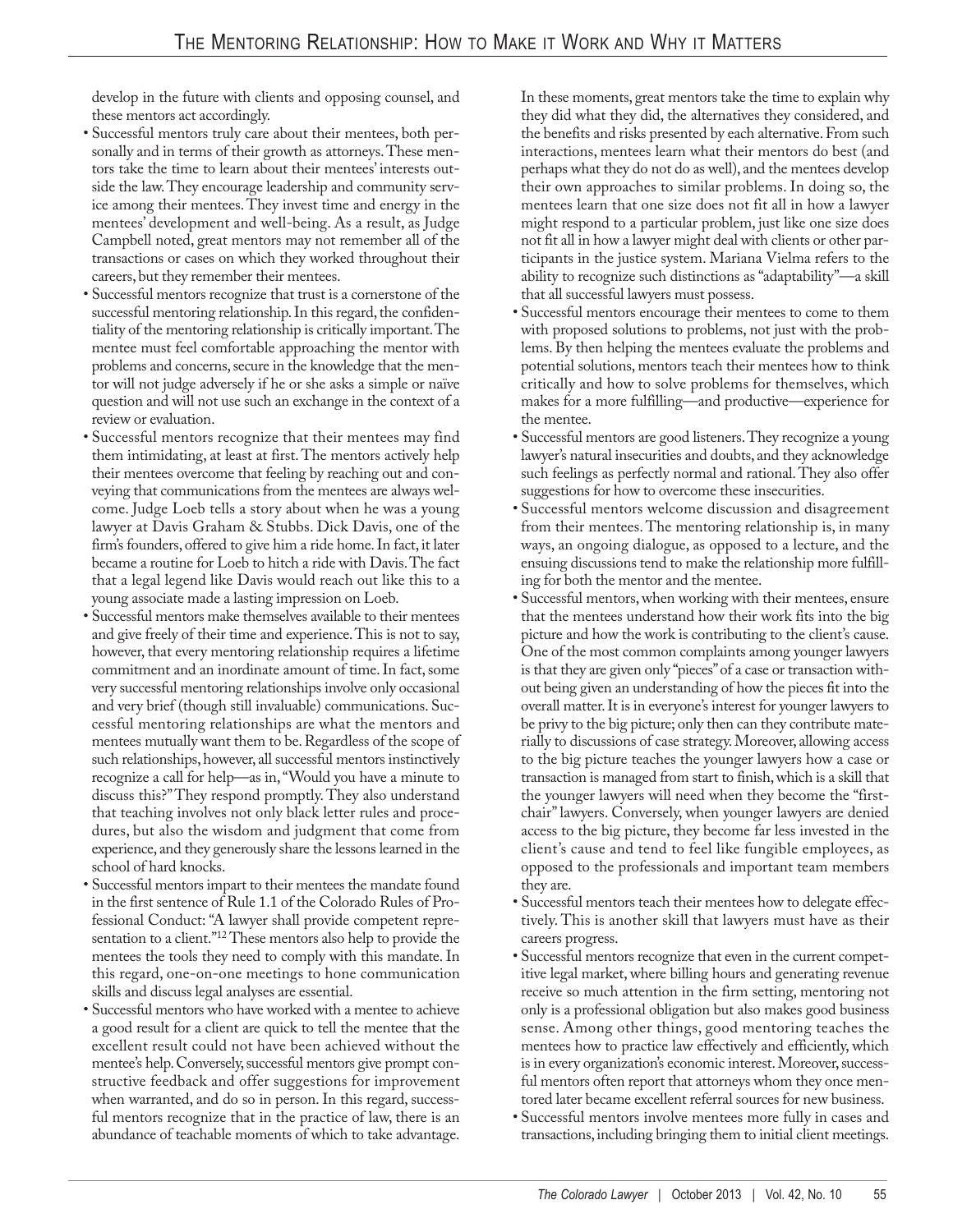develop in the future with clients and opposing counsel, and these mentors act accordingly.

- Successful mentors truly care about their mentees, both personally and in terms of their growth as attorneys. These mentors take the time to learn about their mentees' interests outside the law. They encourage leadership and community service among their mentees. They invest time and energy in the mentees' development and well-being. As a result, as Judge Campbell noted, great mentors may not remember all of the transactions or cases on which they worked throughout their careers, but they remember their mentees.
- Successful mentors recognize that trust is a cornerstone of the successful mentoring relationship. In this regard, the confidentiality of the mentoring relationship is critically important. The mentee must feel comfortable approaching the mentor with problems and concerns, secure in the knowledge that the mentor will not judge adversely if he or she asks a simple or naïve question and will not use such an exchange in the context of a review or evaluation.
- Successful mentors recognize that their mentees may find them intimidating, at least at first. The mentors actively help their mentees overcome that feeling by reaching out and conveying that communications from the mentees are always welcome. Judge Loeb tells a story about when he was a young lawyer at Davis Graham & Stubbs. Dick Davis, one of the firm's founders, offered to give him a ride home. In fact, it later became a routine for Loeb to hitch a ride with Davis. The fact that a legal legend like Davis would reach out like this to a young associate made a lasting impression on Loeb.
- Successful mentors make themselves available to their mentees and give freely of their time and experience. This is not to say, however, that every mentoring relationship requires a lifetime commitment and an inordinate amount of time. In fact, some very successful mentoring relationships involve only occasional and very brief (though still invaluable) communications. Successful mentoring relationships are what the mentors and mentees mutually want them to be. Regardless of the scope of such relationships, however, all successful mentors instinctively recognize a call for help—as in, "Would you have a minute to discuss this?" They respond promptly. They also understand that teaching involves not only black letter rules and procedures, but also the wisdom and judgment that come from experience, and they generously share the lessons learned in the school of hard knocks.
- Successful mentors impart to their mentees the mandate found in the first sentence of Rule 1.1 of the Colorado Rules of Professional Conduct: "A lawyer shall provide competent representation to a client."[12] These mentors also help to provide the mentees the tools they need to comply with this mandate. In this regard, one-on-one meetings to hone communication skills and discuss legal analyses are essential.
- Successful mentors who have worked with a mentee to achieve a good result for a client are quick to tell the mentee that the excellent result could not have been achieved without the mentee's help. Conversely, successful mentors give prompt constructive feedback and offer suggestions for improvement when warranted, and do so in person. In this regard, successful mentors recognize that in the practice of law, there is an abundance of teachable moments of which to take advantage. In these moments, great mentors take the time to explain why they did what they did, the alternatives they considered, and the benefits and risks presented by each alternative. From such interactions, mentees learn what their mentors do best (and perhaps what they do not do as well), and the mentees develop their own approaches to similar problems. In doing so, the mentees learn that one size does not fit all in how a lawyer might respond to a particular problem, just like one size does not fit all in how a lawyer might deal with clients or other participants in the justice system. Mariana Vielma refers to the ability to recognize such distinctions as "adaptability"—a skill that all successful lawyers must possess.
- Successful mentors encourage their mentees to come to them with proposed solutions to problems, not just with the problems. By then helping the mentees evaluate the problems and potential solutions, mentors teach their mentees how to think critically and how to solve problems for themselves, which makes for a more fulfilling—and productive—experience for the mentee.
- Successful mentors are good listeners. They recognize a young lawyer's natural insecurities and doubts, and they acknowledge such feelings as perfectly normal and rational. They also offer suggestions for how to overcome these insecurities.
- Successful mentors welcome discussion and disagreement from their mentees. The mentoring relationship is, in many ways, an ongoing dialogue, as opposed to a lecture, and the ensuing discussions tend to make the relationship more fulfilling for both the mentor and the mentee.
- Successful mentors, when working with their mentees, ensure that the mentees understand how their work fits into the big picture and how the work is contributing to the client's cause. One of the most common complaints among younger lawyers is that they are given only "pieces" of a case or transaction without being given an understanding of how the pieces fit into the overall matter. It is in everyone's interest for younger lawyers to be privy to the big picture; only then can they contribute materially to discussions of case strategy. Moreover, allowing access to the big picture teaches the younger lawyers how a case or transaction is managed from start to finish, which is a skill that the younger lawyers will need when they become the "first-chair" lawyers. Conversely, when younger lawyers are denied access to the big picture, they become far less invested in the client's cause and tend to feel like fungible employees, as opposed to the professionals and important team members they are.
- Successful mentors teach their mentees how to delegate effectively. This is another skill that lawyers must have as their careers progress.
- Successful mentors recognize that even in the current competitive legal market, where billing hours and generating revenue receive so much attention in the firm setting, mentoring not only is a professional obligation but also makes good business sense. Among other things, good mentoring teaches the mentees how to practice law effectively and efficiently, which is in every organization's economic interest. Moreover, successful mentors often report that attorneys whom they once mentored later became excellent referral sources for new business.
- Successful mentors involve mentees more fully in cases and transactions, including bringing them to initial client meetings.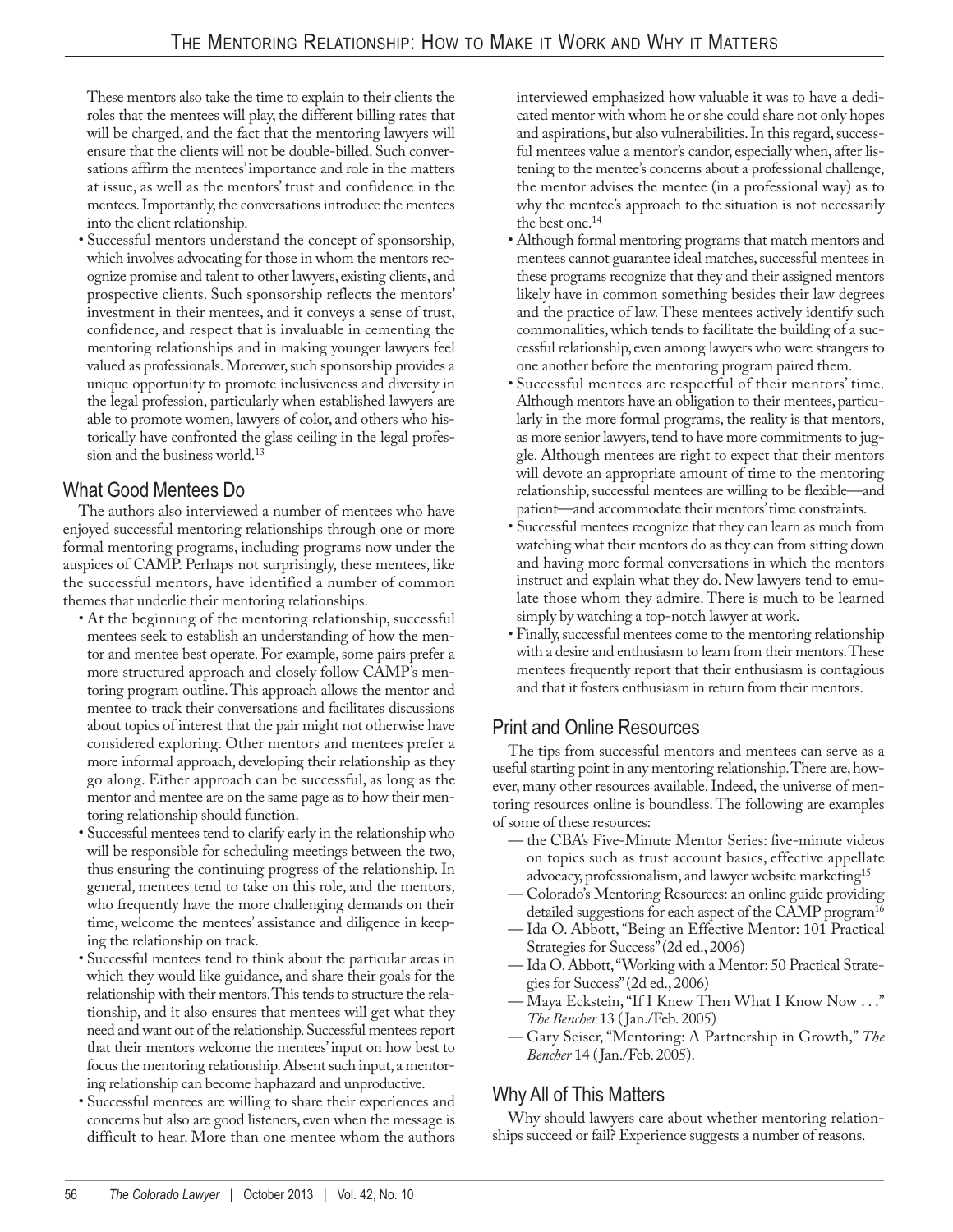These mentors also take the time to explain to their clients the roles that the mentees will play, the different billing rates that will be charged, and the fact that the mentoring lawyers will ensure that the clients will not be double-billed. Such conversations affirm the mentees' importance and role in the matters at issue, as well as the mentors' trust and confidence in the mentees. Importantly, the conversations introduce the mentees into the client relationship.

- Successful mentors understand the concept of sponsorship, which involves advocating for those in whom the mentors recognize promise and talent to other lawyers, existing clients, and prospective clients. Such sponsorship reflects the mentors' investment in their mentees, and it conveys a sense of trust, confidence, and respect that is invaluable in cementing the mentoring relationships and in making younger lawyers feel valued as professionals. Moreover, such sponsorship provides a unique opportunity to promote inclusiveness and diversity in the legal profession, particularly when established lawyers are able to promote women, lawyers of color, and others who historically have confronted the glass ceiling in the legal profession and the business world.[13]

## What Good Mentees Do

The authors also interviewed a number of mentees who have enjoyed successful mentoring relationships through one or more formal mentoring programs, including programs now under the auspices of CAMP. Perhaps not surprisingly, these mentees, like the successful mentors, have identified a number of common themes that underlie their mentoring relationships.

- At the beginning of the mentoring relationship, successful mentees seek to establish an understanding of how the mentor and mentee best operate. For example, some pairs prefer a more structured approach and closely follow CAMP's mentoring program outline. This approach allows the mentor and mentee to track their conversations and facilitates discussions about topics of interest that the pair might not otherwise have considered exploring. Other mentors and mentees prefer a more informal approach, developing their relationship as they go along. Either approach can be successful, as long as the mentor and mentee are on the same page as to how their mentoring relationship should function.
- Successful mentees tend to clarify early in the relationship who will be responsible for scheduling meetings between the two, thus ensuring the continuing progress of the relationship. In general, mentees tend to take on this role, and the mentors, who frequently have the more challenging demands on their time, welcome the mentees' assistance and diligence in keeping the relationship on track.
- Successful mentees tend to think about the particular areas in which they would like guidance, and share their goals for the relationship with their mentors. This tends to structure the relationship, and it also ensures that mentees will get what they need and want out of the relationship. Successful mentees report that their mentors welcome the mentees' input on how best to focus the mentoring relationship. Absent such input, a mentoring relationship can become haphazard and unproductive.
- Successful mentees are willing to share their experiences and concerns but also are good listeners, even when the message is difficult to hear. More than one mentee whom the authors interviewed emphasized how valuable it was to have a dedicated mentor with whom he or she could share not only hopes and aspirations, but also vulnerabilities. In this regard, successful mentees value a mentor's candor, especially when, after listening to the mentee's concerns about a professional challenge, the mentor advises the mentee (in a professional way) as to why the mentee's approach to the situation is not necessarily the best one.[14]
- Although formal mentoring programs that match mentors and mentees cannot guarantee ideal matches, successful mentees in these programs recognize that they and their assigned mentors likely have in common something besides their law degrees and the practice of law. These mentees actively identify such commonalities, which tends to facilitate the building of a successful relationship, even among lawyers who were strangers to one another before the mentoring program paired them.
- Successful mentees are respectful of their mentors' time. Although mentors have an obligation to their mentees, particularly in the more formal programs, the reality is that mentors, as more senior lawyers, tend to have more commitments to juggle. Although mentees are right to expect that their mentors will devote an appropriate amount of time to the mentoring relationship, successful mentees are willing to be flexible—and patient—and accommodate their mentors' time constraints.
- Successful mentees recognize that they can learn as much from watching what their mentors do as they can from sitting down and having more formal conversations in which the mentors instruct and explain what they do. New lawyers tend to emulate those whom they admire. There is much to be learned simply by watching a top-notch lawyer at work.
- Finally, successful mentees come to the mentoring relationship with a desire and enthusiasm to learn from their mentors. These mentees frequently report that their enthusiasm is contagious and that it fosters enthusiasm in return from their mentors.

## Print and Online Resources

The tips from successful mentors and mentees can serve as a useful starting point in any mentoring relationship. There are, however, many other resources available. Indeed, the universe of mentoring resources online is boundless. The following are examples of some of these resources:

- the CBA's Five-Minute Mentor Series: five-minute videos on topics such as trust account basics, effective appellate advocacy, professionalism, and lawyer website marketing[15]
- Colorado's Mentoring Resources: an online guide providing detailed suggestions for each aspect of the CAMP program[16]
- Ida O. Abbott, "Being an Effective Mentor: 101 Practical Strategies for Success" (2d ed., 2006)
- Ida O. Abbott, "Working with a Mentor: 50 Practical Strategies for Success" (2d ed., 2006)
- Maya Eckstein, "If I Knew Then What I Know Now . . ." *The Bencher* 13 (Jan./Feb. 2005)
- Gary Seiser, "Mentoring: A Partnership in Growth," *The Bencher* 14 (Jan./Feb. 2005).

## Why All of This Matters

Why should lawyers care about whether mentoring relationships succeed or fail? Experience suggests a number of reasons.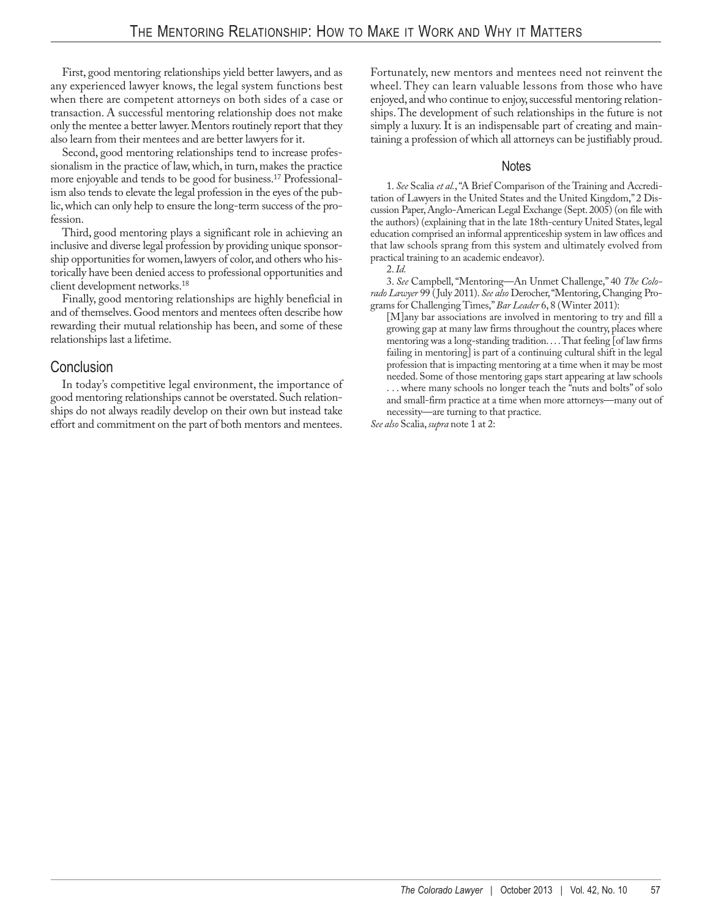First, good mentoring relationships yield better lawyers, and as any experienced lawyer knows, the legal system functions best when there are competent attorneys on both sides of a case or transaction. A successful mentoring relationship does not make only the mentee a better lawyer. Mentors routinely report that they also learn from their mentees and are better lawyers for it.

Second, good mentoring relationships tend to increase professionalism in the practice of law, which, in turn, makes the practice more enjoyable and tends to be good for business.[17] Professionalism also tends to elevate the legal profession in the eyes of the public, which can only help to ensure the long-term success of the profession.

Third, good mentoring plays a significant role in achieving an inclusive and diverse legal profession by providing unique sponsorship opportunities for women, lawyers of color, and others who historically have been denied access to professional opportunities and client development networks.[18]

Finally, good mentoring relationships are highly beneficial in and of themselves. Good mentors and mentees often describe how rewarding their mutual relationship has been, and some of these relationships last a lifetime.

## Conclusion

In today's competitive legal environment, the importance of good mentoring relationships cannot be overstated. Such relationships do not always readily develop on their own but instead take effort and commitment on the part of both mentors and mentees. Fortunately, new mentors and mentees need not reinvent the wheel. They can learn valuable lessons from those who have enjoyed, and who continue to enjoy, successful mentoring relationships. The development of such relationships in the future is not simply a luxury. It is an indispensable part of creating and maintaining a profession of which all attorneys can be justifiably proud.

## Notes

1. *See* Scalia *et al.*, "A Brief Comparison of the Training and Accreditation of Lawyers in the United States and the United Kingdom," 2 Discussion Paper, Anglo-American Legal Exchange (Sept. 2005) (on file with the authors) (explaining that in the late 18th-century United States, legal education comprised an informal apprenticeship system in law offices and that law schools sprang from this system and ultimately evolved from practical training to an academic endeavor).

2. *Id.*

3. *See* Campbell, "Mentoring—An Unmet Challenge," 40 *The Colorado Lawyer* 99 (July 2011). *See also* Derocher, "Mentoring, Changing Programs for Challenging Times," *Bar Leader* 6, 8 (Winter 2011):

> [M]any bar associations are involved in mentoring to try and fill a growing gap at many law firms throughout the country, places where mentoring was a long-standing tradition. . . . That feeling [of law firms failing in mentoring] is part of a continuing cultural shift in the legal profession that is impacting mentoring at a time when it may be most needed. Some of those mentoring gaps start appearing at law schools . . . where many schools no longer teach the "nuts and bolts" of solo and small-firm practice at a time when more attorneys—many out of necessity—are turning to that practice.

*See also* Scalia, *supra* note 1 at 2: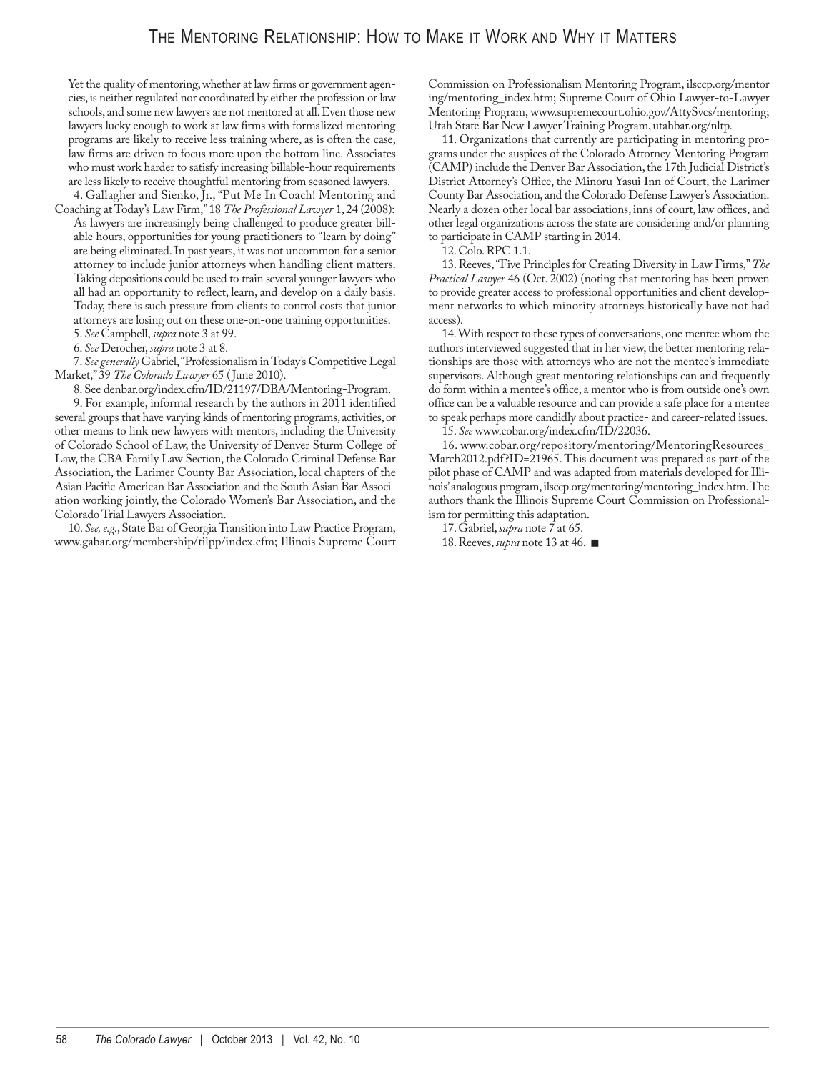Yet the quality of mentoring, whether at law firms or government agencies, is neither regulated nor coordinated by either the profession or law schools, and some new lawyers are not mentored at all. Even those new lawyers lucky enough to work at law firms with formalized mentoring programs are likely to receive less training where, as is often the case, law firms are driven to focus more upon the bottom line. Associates who must work harder to satisfy increasing billable-hour requirements are less likely to receive thoughtful mentoring from seasoned lawyers.

4. Gallagher and Sienko, Jr., "Put Me In Coach! Mentoring and Coaching at Today's Law Firm," 18 *The Professional Lawyer* 1, 24 (2008):

> As lawyers are increasingly being challenged to produce greater billable hours, opportunities for young practitioners to "learn by doing" are being eliminated. In past years, it was not uncommon for a senior attorney to include junior attorneys when handling client matters. Taking depositions could be used to train several younger lawyers who all had an opportunity to reflect, learn, and develop on a daily basis. Today, there is such pressure from clients to control costs that junior attorneys are losing out on these one-on-one training opportunities.

5. *See* Campbell, *supra* note 3 at 99.

6. *See* Derocher, *supra* note 3 at 8.

7. *See generally* Gabriel, "Professionalism in Today's Competitive Legal Market," 39 *The Colorado Lawyer* 65 (June 2010).

8. See denbar.org/index.cfm/ID/21197/DBA/Mentoring-Program.

9. For example, informal research by the authors in 2011 identified several groups that have varying kinds of mentoring programs, activities, or other means to link new lawyers with mentors, including the University of Colorado School of Law, the University of Denver Sturm College of Law, the CBA Family Law Section, the Colorado Criminal Defense Bar Association, the Larimer County Bar Association, local chapters of the Asian Pacific American Bar Association and the South Asian Bar Association working jointly, the Colorado Women's Bar Association, and the Colorado Trial Lawyers Association.

10. *See, e.g.*, State Bar of Georgia Transition into Law Practice Program, www.gabar.org/membership/tilpp/index.cfm; Illinois Supreme Court Commission on Professionalism Mentoring Program, ilsccp.org/mentoring/mentoring_index.htm; Supreme Court of Ohio Lawyer-to-Lawyer Mentoring Program, www.supremecourt.ohio.gov/AttySvcs/mentoring; Utah State Bar New Lawyer Training Program, utahbar.org/nltp.

11. Organizations that currently are participating in mentoring programs under the auspices of the Colorado Attorney Mentoring Program (CAMP) include the Denver Bar Association, the 17th Judicial District's District Attorney's Office, the Minoru Yasui Inn of Court, the Larimer County Bar Association, and the Colorado Defense Lawyer's Association. Nearly a dozen other local bar associations, inns of court, law offices, and other legal organizations across the state are considering and/or planning to participate in CAMP starting in 2014.

12. Colo. RPC 1.1.

13. Reeves, "Five Principles for Creating Diversity in Law Firms," *The Practical Lawyer* 46 (Oct. 2002) (noting that mentoring has been proven to provide greater access to professional opportunities and client development networks to which minority attorneys historically have not had access).

14. With respect to these types of conversations, one mentee whom the authors interviewed suggested that in her view, the better mentoring relationships are those with attorneys who are not the mentee's immediate supervisors. Although great mentoring relationships can and frequently do form within a mentee's office, a mentor who is from outside one's own office can be a valuable resource and can provide a safe place for a mentee to speak perhaps more candidly about practice- and career-related issues.

15. *See* www.cobar.org/index.cfm/ID/22036.

16. www.cobar.org/repository/mentoring/MentoringResources_March2012.pdf?ID=21965. This document was prepared as part of the pilot phase of CAMP and was adapted from materials developed for Illinois' analogous program, ilsccp.org/mentoring/mentoring_index.htm. The authors thank the Illinois Supreme Court Commission on Professionalism for permitting this adaptation.

17. Gabriel, *supra* note 7 at 65.

18. Reeves, *supra* note 13 at 46. ■